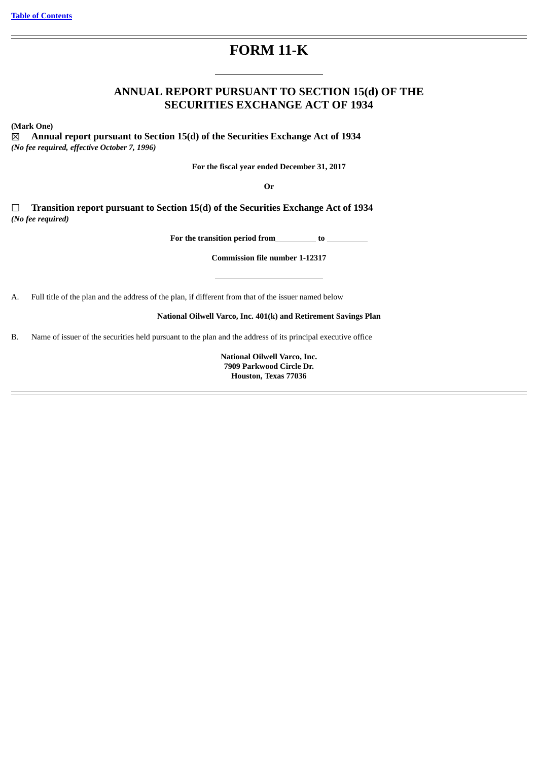# FORM 11-K

## ANNUAL REPORT PURSUANT TO SECTION 15(d) OF THE SECURITIES EXCHANGE ACT OF 1934

**(Mark One)**

☒ **Annual report pursuant to Section 15(d) of the Securities Exchange Act of 1934**
***(No fee required, effective October 7, 1996)***

**For the fiscal year ended December 31, 2017**

**Or**

☐ **Transition report pursuant to Section 15(d) of the Securities Exchange Act of 1934**
***(No fee required)***

**For the transition period from\_\_\_\_\_\_\_\_\_\_ to \_\_\_\_\_\_\_\_\_\_**

**Commission file number 1-12317**

A. Full title of the plan and the address of the plan, if different from that of the issuer named below

**National Oilwell Varco, Inc. 401(k) and Retirement Savings Plan**

B. Name of issuer of the securities held pursuant to the plan and the address of its principal executive office

**National Oilwell Varco, Inc.**
**7909 Parkwood Circle Dr.**
**Houston, Texas 77036**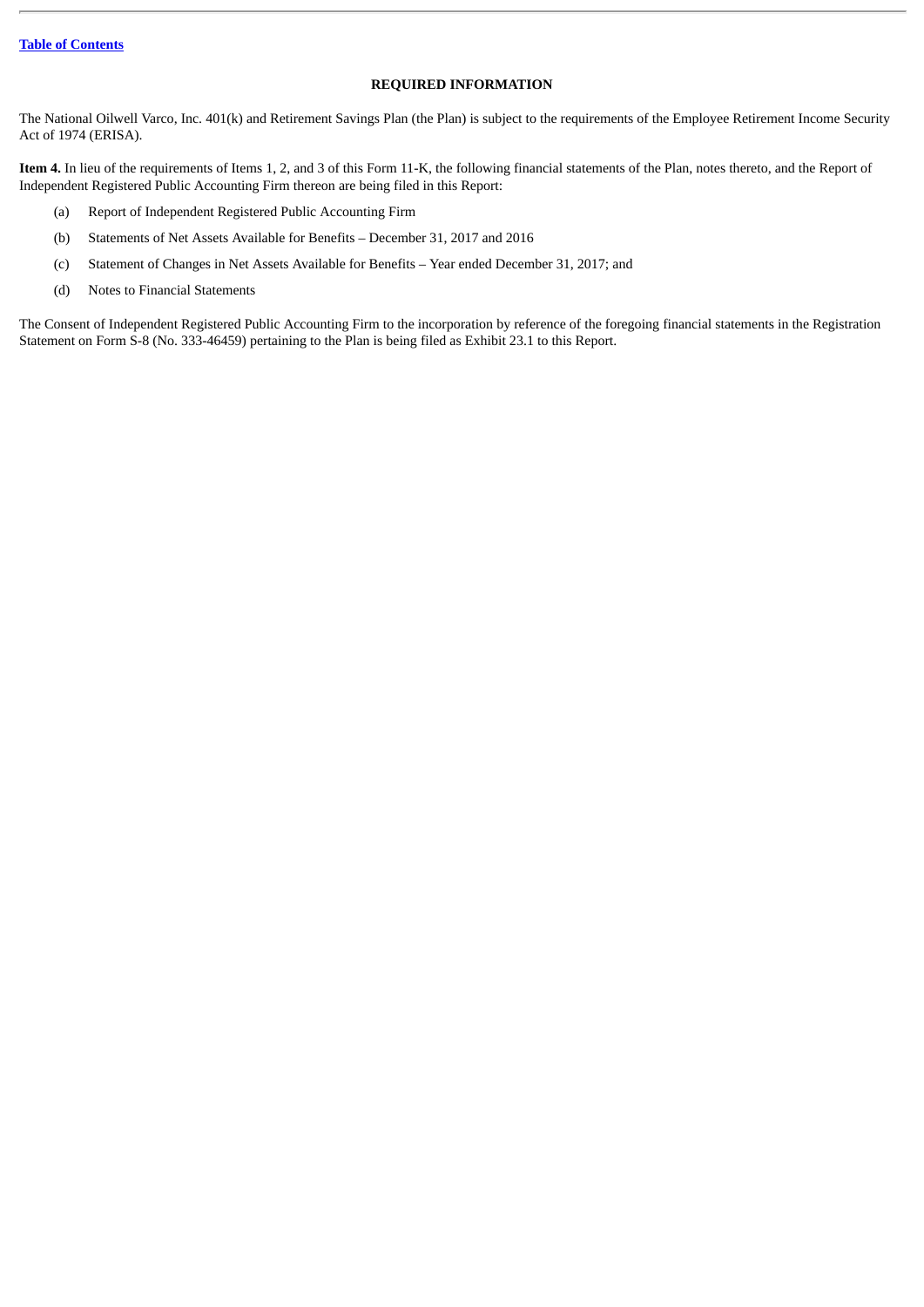## REQUIRED INFORMATION

The National Oilwell Varco, Inc. 401(k) and Retirement Savings Plan (the Plan) is subject to the requirements of the Employee Retirement Income Security Act of 1974 (ERISA).

**Item 4.** In lieu of the requirements of Items 1, 2, and 3 of this Form 11-K, the following financial statements of the Plan, notes thereto, and the Report of Independent Registered Public Accounting Firm thereon are being filed in this Report:

(a) Report of Independent Registered Public Accounting Firm

(b) Statements of Net Assets Available for Benefits – December 31, 2017 and 2016

(c) Statement of Changes in Net Assets Available for Benefits – Year ended December 31, 2017; and

(d) Notes to Financial Statements

The Consent of Independent Registered Public Accounting Firm to the incorporation by reference of the foregoing financial statements in the Registration Statement on Form S-8 (No. 333-46459) pertaining to the Plan is being filed as Exhibit 23.1 to this Report.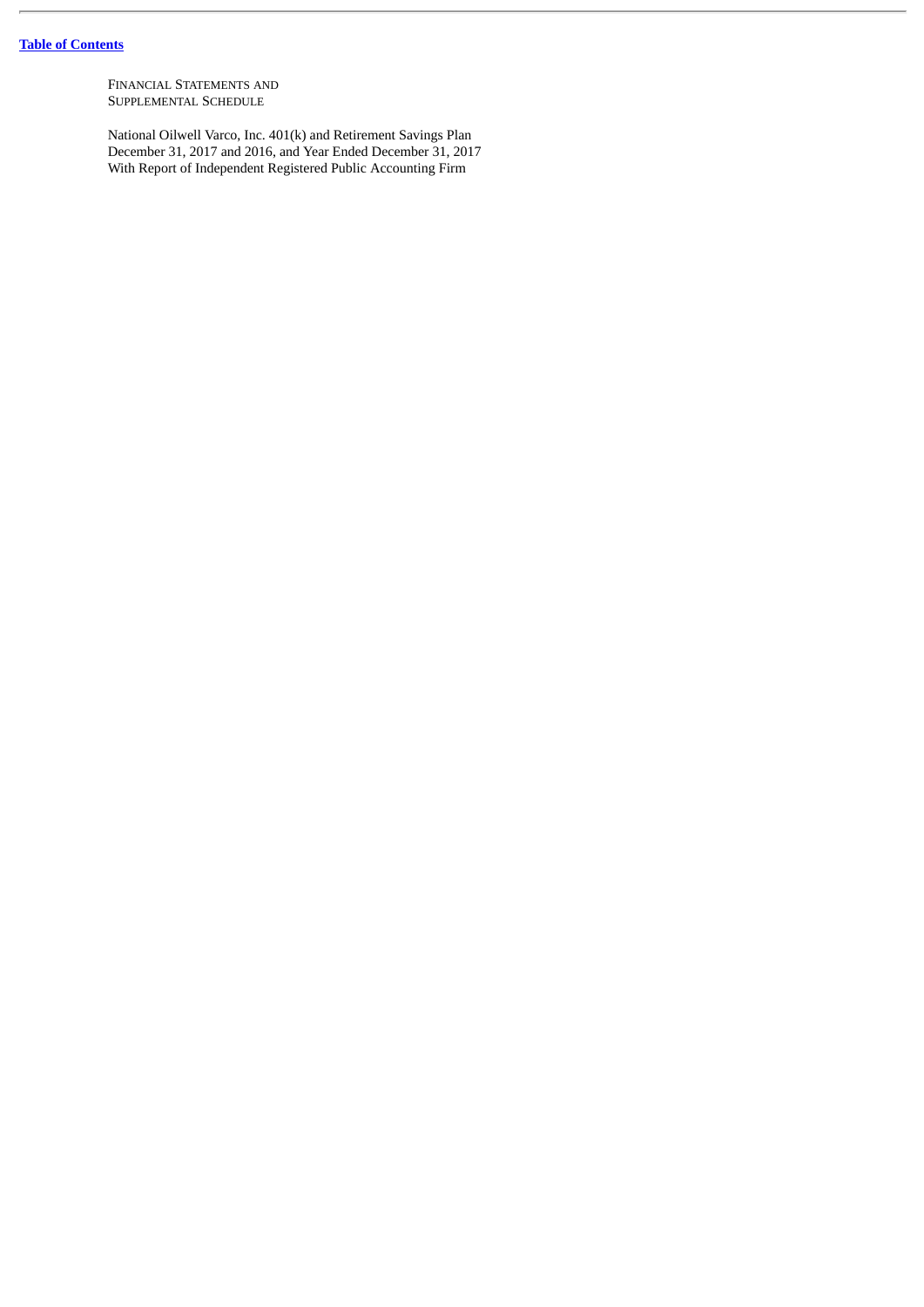FINANCIAL STATEMENTS AND
SUPPLEMENTAL SCHEDULE

National Oilwell Varco, Inc. 401(k) and Retirement Savings Plan
December 31, 2017 and 2016, and Year Ended December 31, 2017
With Report of Independent Registered Public Accounting Firm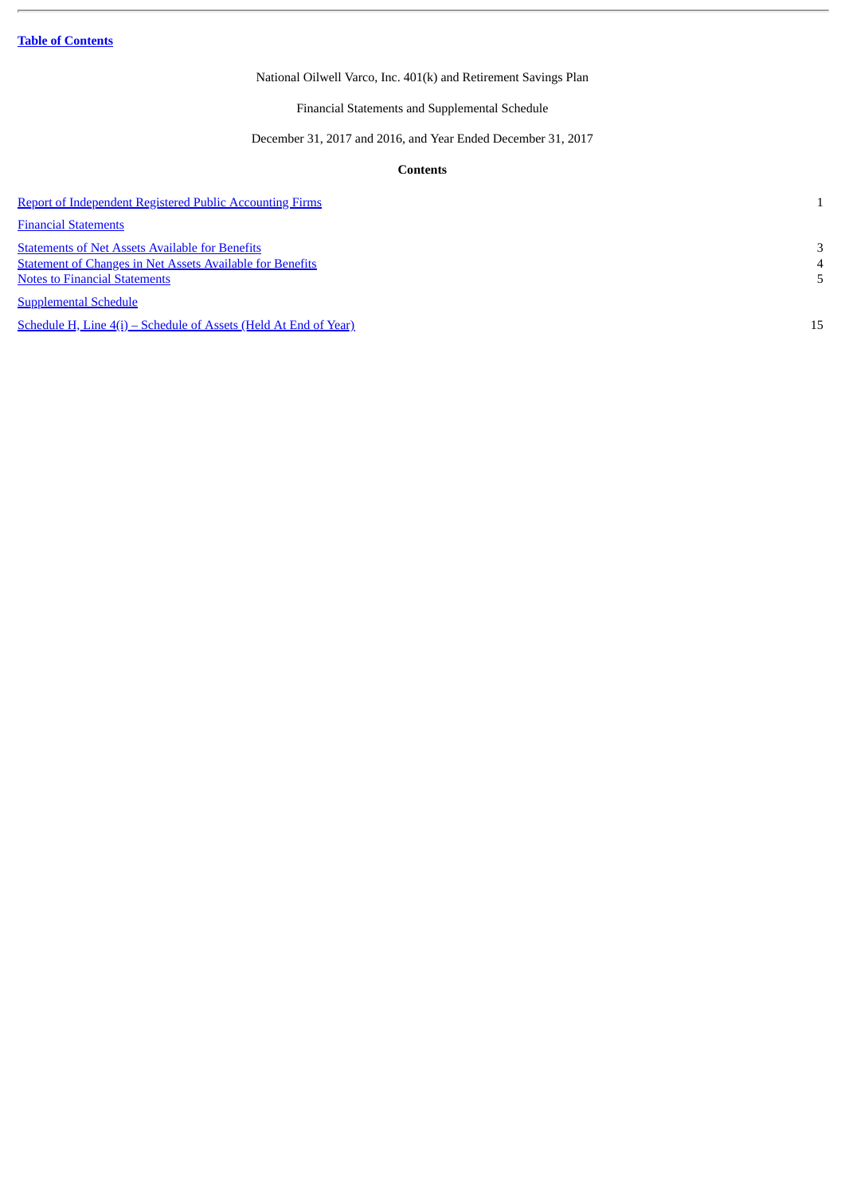**Table of Contents**

National Oilwell Varco, Inc. 401(k) and Retirement Savings Plan

Financial Statements and Supplemental Schedule

December 31, 2017 and 2016, and Year Ended December 31, 2017

**Contents**

| | |
|---|---|
| Report of Independent Registered Public Accounting Firms | 1 |
| Financial Statements | |
| Statements of Net Assets Available for Benefits | 3 |
| Statement of Changes in Net Assets Available for Benefits | 4 |
| Notes to Financial Statements | 5 |
| Supplemental Schedule | |
| Schedule H, Line 4(i) – Schedule of Assets (Held At End of Year) | 15 |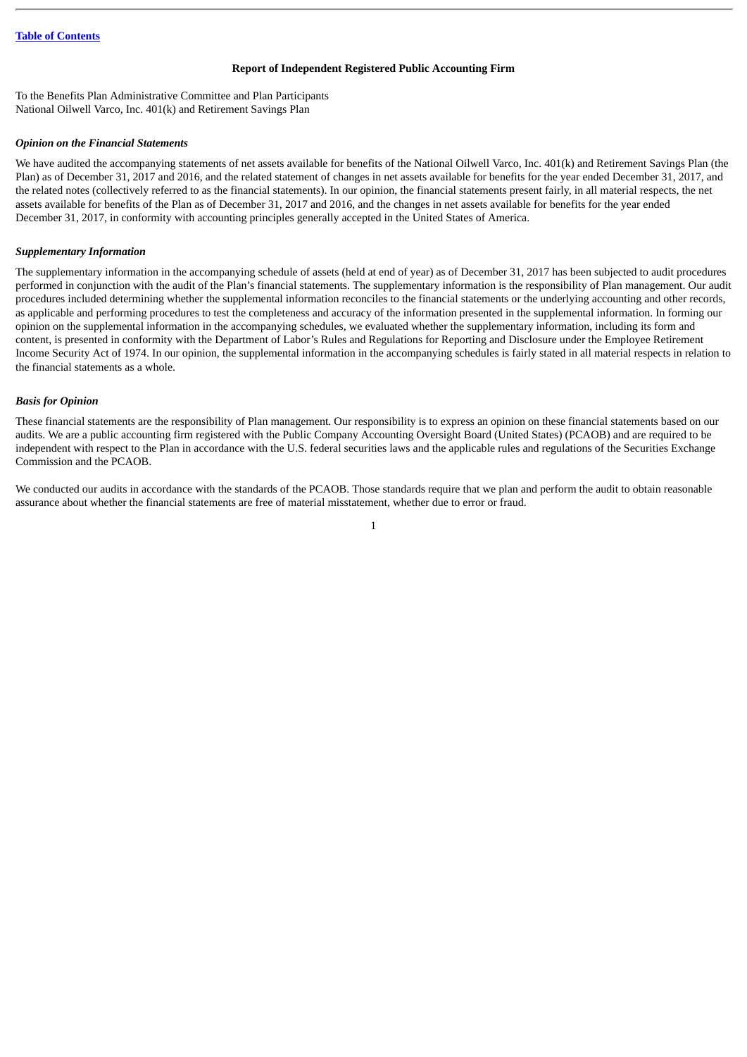**Report of Independent Registered Public Accounting Firm**

To the Benefits Plan Administrative Committee and Plan Participants
National Oilwell Varco, Inc. 401(k) and Retirement Savings Plan

***Opinion on the Financial Statements***

We have audited the accompanying statements of net assets available for benefits of the National Oilwell Varco, Inc. 401(k) and Retirement Savings Plan (the Plan) as of December 31, 2017 and 2016, and the related statement of changes in net assets available for benefits for the year ended December 31, 2017, and the related notes (collectively referred to as the financial statements). In our opinion, the financial statements present fairly, in all material respects, the net assets available for benefits of the Plan as of December 31, 2017 and 2016, and the changes in net assets available for benefits for the year ended December 31, 2017, in conformity with accounting principles generally accepted in the United States of America.

***Supplementary Information***

The supplementary information in the accompanying schedule of assets (held at end of year) as of December 31, 2017 has been subjected to audit procedures performed in conjunction with the audit of the Plan's financial statements. The supplementary information is the responsibility of Plan management. Our audit procedures included determining whether the supplemental information reconciles to the financial statements or the underlying accounting and other records, as applicable and performing procedures to test the completeness and accuracy of the information presented in the supplemental information. In forming our opinion on the supplemental information in the accompanying schedules, we evaluated whether the supplementary information, including its form and content, is presented in conformity with the Department of Labor's Rules and Regulations for Reporting and Disclosure under the Employee Retirement Income Security Act of 1974. In our opinion, the supplemental information in the accompanying schedules is fairly stated in all material respects in relation to the financial statements as a whole.

***Basis for Opinion***

These financial statements are the responsibility of Plan management. Our responsibility is to express an opinion on these financial statements based on our audits. We are a public accounting firm registered with the Public Company Accounting Oversight Board (United States) (PCAOB) and are required to be independent with respect to the Plan in accordance with the U.S. federal securities laws and the applicable rules and regulations of the Securities Exchange Commission and the PCAOB.

We conducted our audits in accordance with the standards of the PCAOB. Those standards require that we plan and perform the audit to obtain reasonable assurance about whether the financial statements are free of material misstatement, whether due to error or fraud.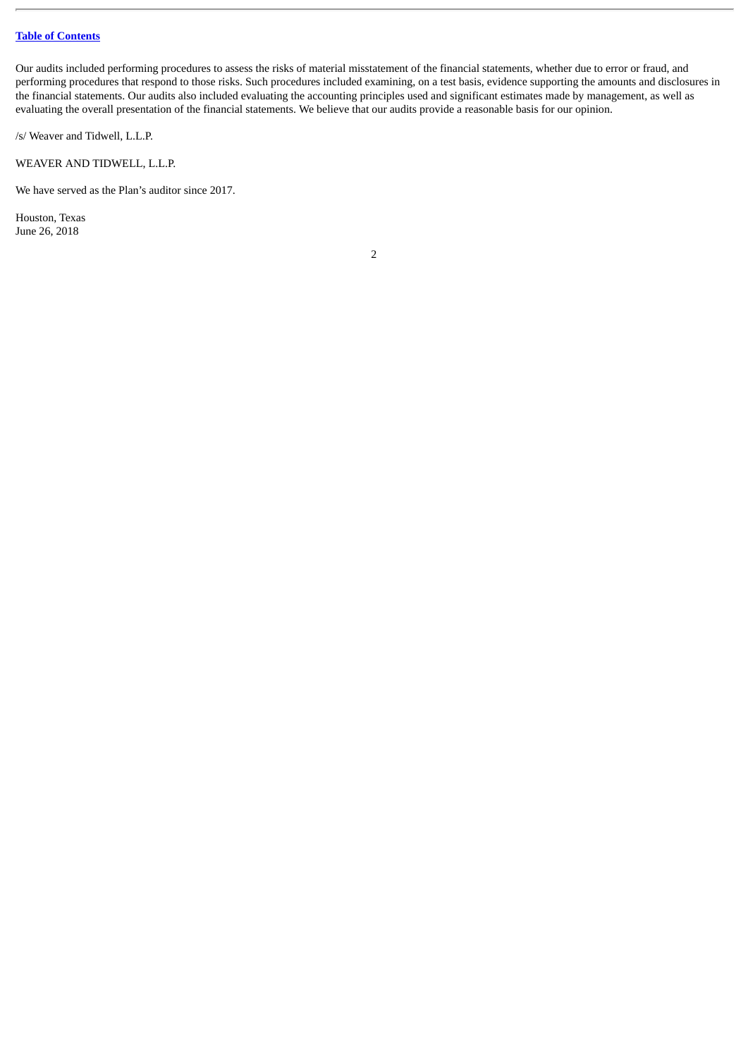Our audits included performing procedures to assess the risks of material misstatement of the financial statements, whether due to error or fraud, and performing procedures that respond to those risks. Such procedures included examining, on a test basis, evidence supporting the amounts and disclosures in the financial statements. Our audits also included evaluating the accounting principles used and significant estimates made by management, as well as evaluating the overall presentation of the financial statements. We believe that our audits provide a reasonable basis for our opinion.

/s/ Weaver and Tidwell, L.L.P.

WEAVER AND TIDWELL, L.L.P.

We have served as the Plan's auditor since 2017.

Houston, Texas
June 26, 2018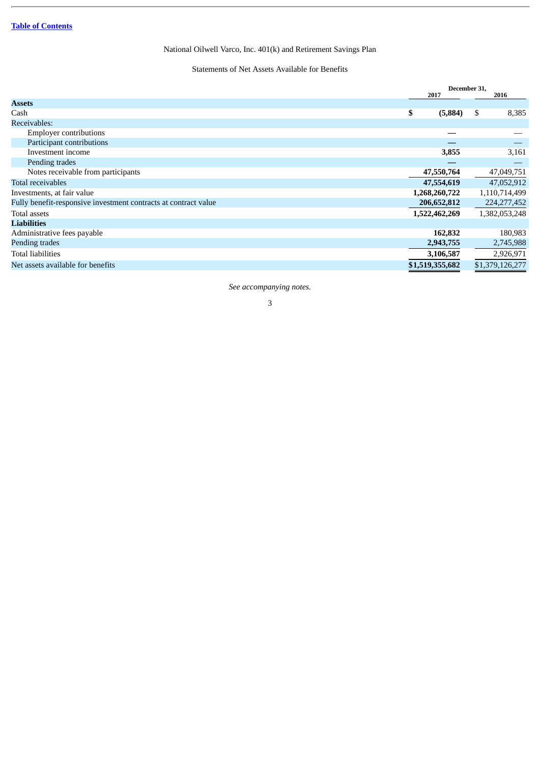[Table of Contents](#)

National Oilwell Varco, Inc. 401(k) and Retirement Savings Plan

Statements of Net Assets Available for Benefits

| | December 31, 2017 | 2016 |
|---|---|---|
| **Assets** | | |
| Cash | **$ (5,884)** | $ 8,385 |
| Receivables: | | |
| Employer contributions | **—** | — |
| Participant contributions | **—** | — |
| Investment income | **3,855** | 3,161 |
| Pending trades | **—** | — |
| Notes receivable from participants | **47,550,764** | 47,049,751 |
| Total receivables | **47,554,619** | 47,052,912 |
| Investments, at fair value | **1,268,260,722** | 1,110,714,499 |
| Fully benefit-responsive investment contracts at contract value | **206,652,812** | 224,277,452 |
| Total assets | **1,522,462,269** | 1,382,053,248 |
| **Liabilities** | | |
| Administrative fees payable | **162,832** | 180,983 |
| Pending trades | **2,943,755** | 2,745,988 |
| Total liabilities | **3,106,587** | 2,926,971 |
| Net assets available for benefits | **$1,519,355,682** | $1,379,126,277 |

*See accompanying notes.*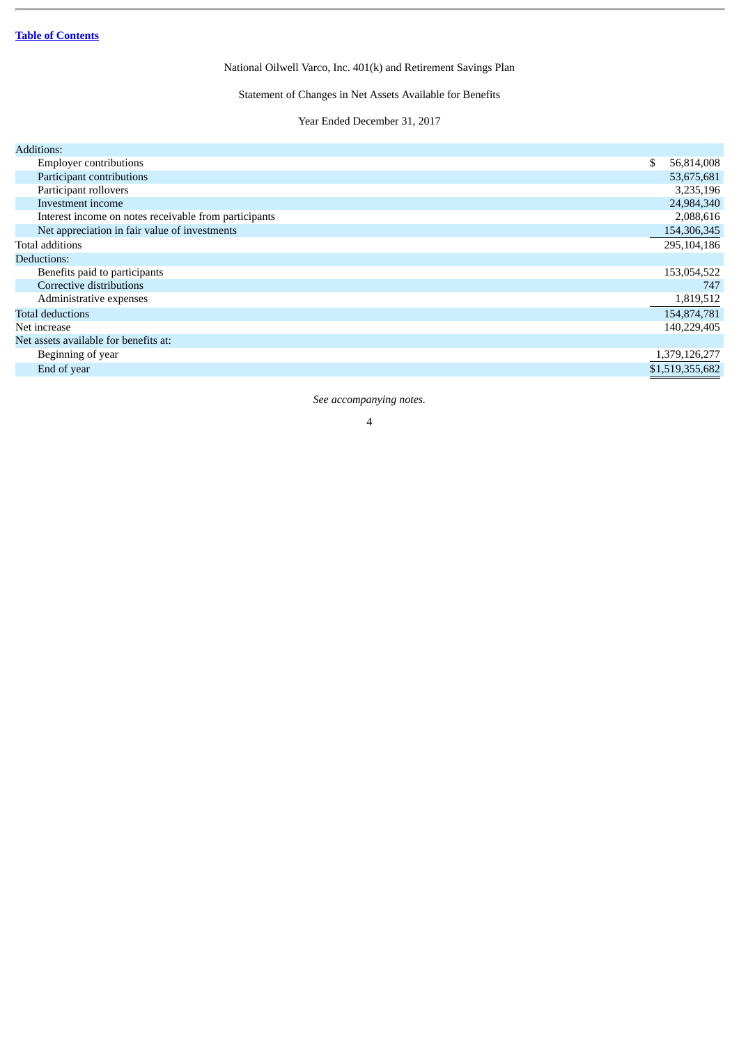National Oilwell Varco, Inc. 401(k) and Retirement Savings Plan

Statement of Changes in Net Assets Available for Benefits

Year Ended December 31, 2017

| | |
|---|---|
| Additions: | |
| Employer contributions | $ 56,814,008 |
| Participant contributions | 53,675,681 |
| Participant rollovers | 3,235,196 |
| Investment income | 24,984,340 |
| Interest income on notes receivable from participants | 2,088,616 |
| Net appreciation in fair value of investments | 154,306,345 |
| Total additions | 295,104,186 |
| Deductions: | |
| Benefits paid to participants | 153,054,522 |
| Corrective distributions | 747 |
| Administrative expenses | 1,819,512 |
| Total deductions | 154,874,781 |
| Net increase | 140,229,405 |
| Net assets available for benefits at: | |
| Beginning of year | 1,379,126,277 |
| End of year | $1,519,355,682 |

*See accompanying notes.*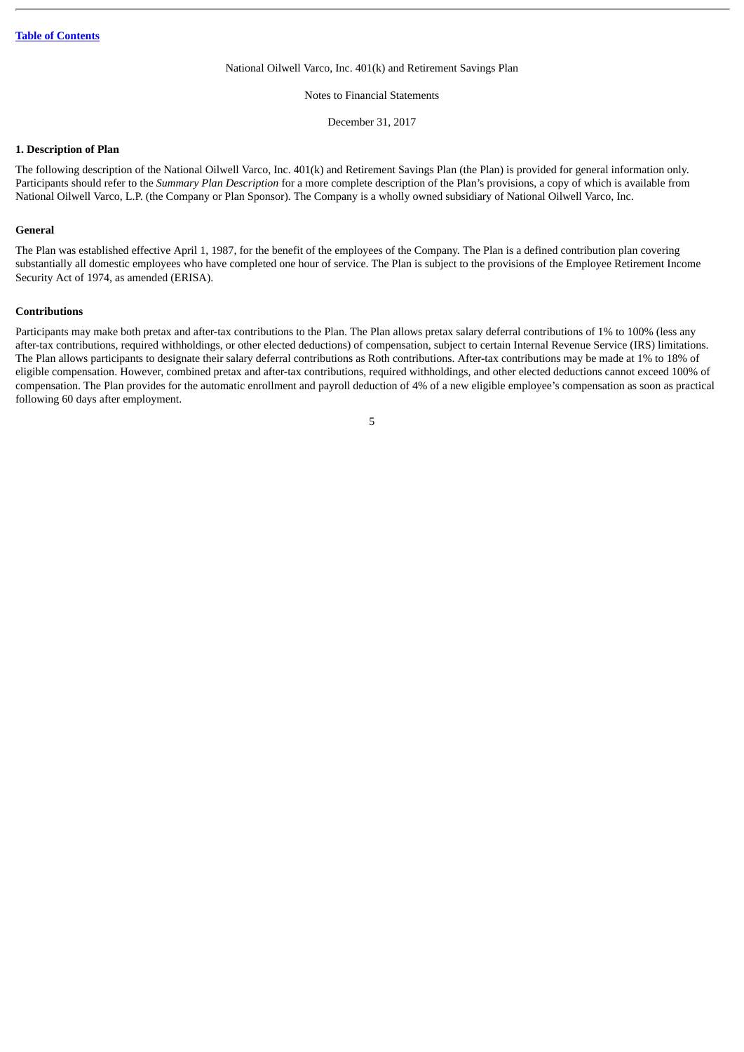National Oilwell Varco, Inc. 401(k) and Retirement Savings Plan

Notes to Financial Statements

December 31, 2017

**1. Description of Plan**

The following description of the National Oilwell Varco, Inc. 401(k) and Retirement Savings Plan (the Plan) is provided for general information only. Participants should refer to the *Summary Plan Description* for a more complete description of the Plan's provisions, a copy of which is available from National Oilwell Varco, L.P. (the Company or Plan Sponsor). The Company is a wholly owned subsidiary of National Oilwell Varco, Inc.

**General**

The Plan was established effective April 1, 1987, for the benefit of the employees of the Company. The Plan is a defined contribution plan covering substantially all domestic employees who have completed one hour of service. The Plan is subject to the provisions of the Employee Retirement Income Security Act of 1974, as amended (ERISA).

**Contributions**

Participants may make both pretax and after-tax contributions to the Plan. The Plan allows pretax salary deferral contributions of 1% to 100% (less any after-tax contributions, required withholdings, or other elected deductions) of compensation, subject to certain Internal Revenue Service (IRS) limitations. The Plan allows participants to designate their salary deferral contributions as Roth contributions. After-tax contributions may be made at 1% to 18% of eligible compensation. However, combined pretax and after-tax contributions, required withholdings, and other elected deductions cannot exceed 100% of compensation. The Plan provides for the automatic enrollment and payroll deduction of 4% of a new eligible employee's compensation as soon as practical following 60 days after employment.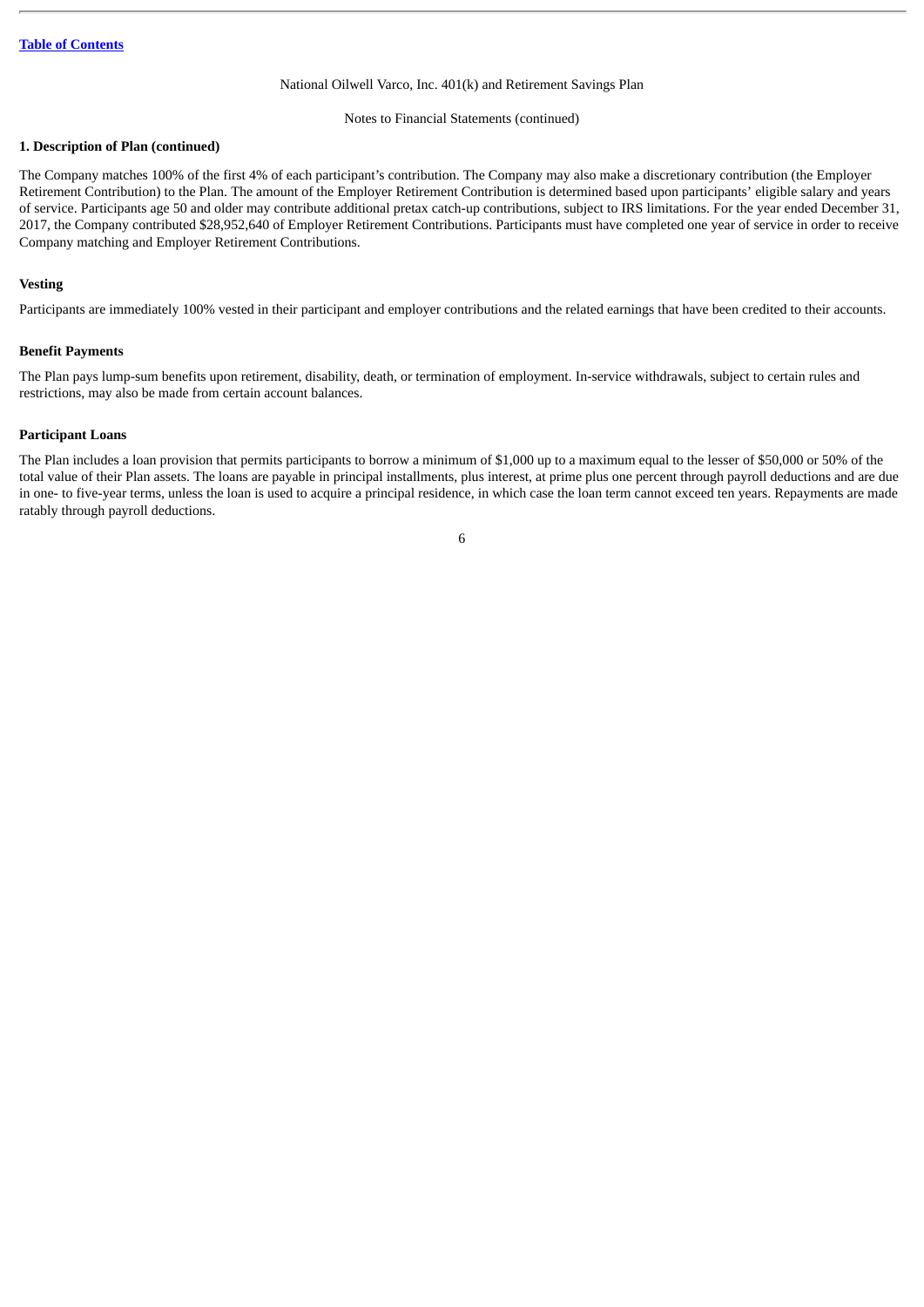National Oilwell Varco, Inc. 401(k) and Retirement Savings Plan

Notes to Financial Statements (continued)

**1. Description of Plan (continued)**

The Company matches 100% of the first 4% of each participant's contribution. The Company may also make a discretionary contribution (the Employer Retirement Contribution) to the Plan. The amount of the Employer Retirement Contribution is determined based upon participants' eligible salary and years of service. Participants age 50 and older may contribute additional pretax catch-up contributions, subject to IRS limitations. For the year ended December 31, 2017, the Company contributed $28,952,640 of Employer Retirement Contributions. Participants must have completed one year of service in order to receive Company matching and Employer Retirement Contributions.

**Vesting**

Participants are immediately 100% vested in their participant and employer contributions and the related earnings that have been credited to their accounts.

**Benefit Payments**

The Plan pays lump-sum benefits upon retirement, disability, death, or termination of employment. In-service withdrawals, subject to certain rules and restrictions, may also be made from certain account balances.

**Participant Loans**

The Plan includes a loan provision that permits participants to borrow a minimum of $1,000 up to a maximum equal to the lesser of $50,000 or 50% of the total value of their Plan assets. The loans are payable in principal installments, plus interest, at prime plus one percent through payroll deductions and are due in one- to five-year terms, unless the loan is used to acquire a principal residence, in which case the loan term cannot exceed ten years. Repayments are made ratably through payroll deductions.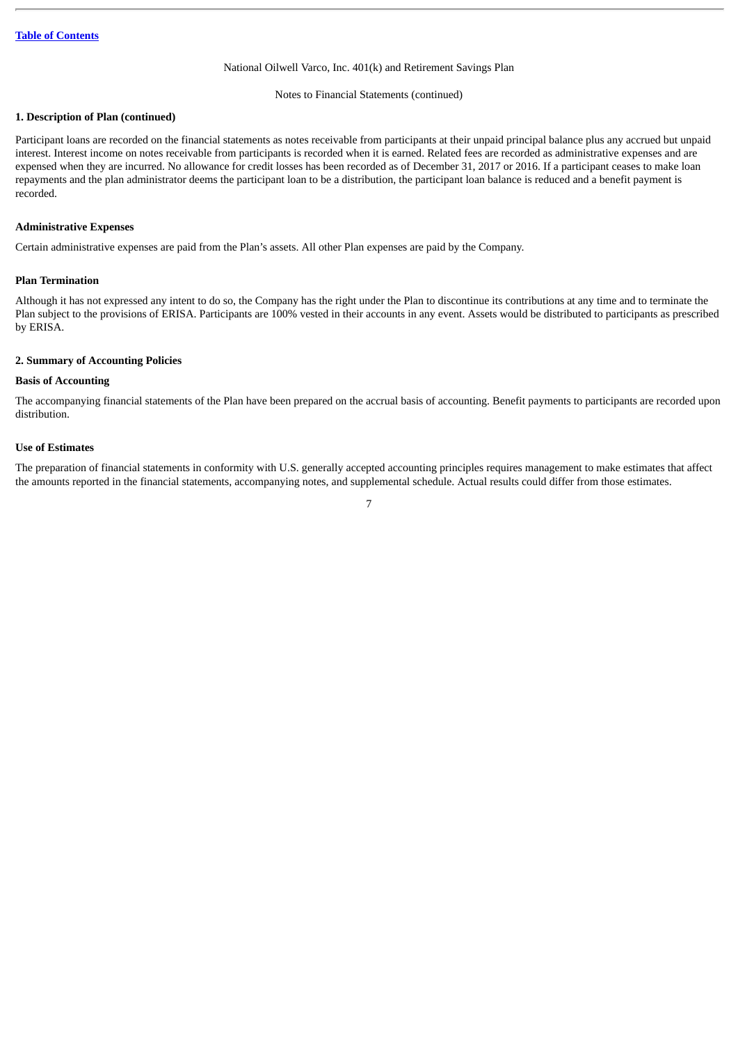National Oilwell Varco, Inc. 401(k) and Retirement Savings Plan

Notes to Financial Statements (continued)

## 1. Description of Plan (continued)

Participant loans are recorded on the financial statements as notes receivable from participants at their unpaid principal balance plus any accrued but unpaid interest. Interest income on notes receivable from participants is recorded when it is earned. Related fees are recorded as administrative expenses and are expensed when they are incurred. No allowance for credit losses has been recorded as of December 31, 2017 or 2016. If a participant ceases to make loan repayments and the plan administrator deems the participant loan to be a distribution, the participant loan balance is reduced and a benefit payment is recorded.

### Administrative Expenses

Certain administrative expenses are paid from the Plan's assets. All other Plan expenses are paid by the Company.

### Plan Termination

Although it has not expressed any intent to do so, the Company has the right under the Plan to discontinue its contributions at any time and to terminate the Plan subject to the provisions of ERISA. Participants are 100% vested in their accounts in any event. Assets would be distributed to participants as prescribed by ERISA.

## 2. Summary of Accounting Policies

### Basis of Accounting

The accompanying financial statements of the Plan have been prepared on the accrual basis of accounting. Benefit payments to participants are recorded upon distribution.

### Use of Estimates

The preparation of financial statements in conformity with U.S. generally accepted accounting principles requires management to make estimates that affect the amounts reported in the financial statements, accompanying notes, and supplemental schedule. Actual results could differ from those estimates.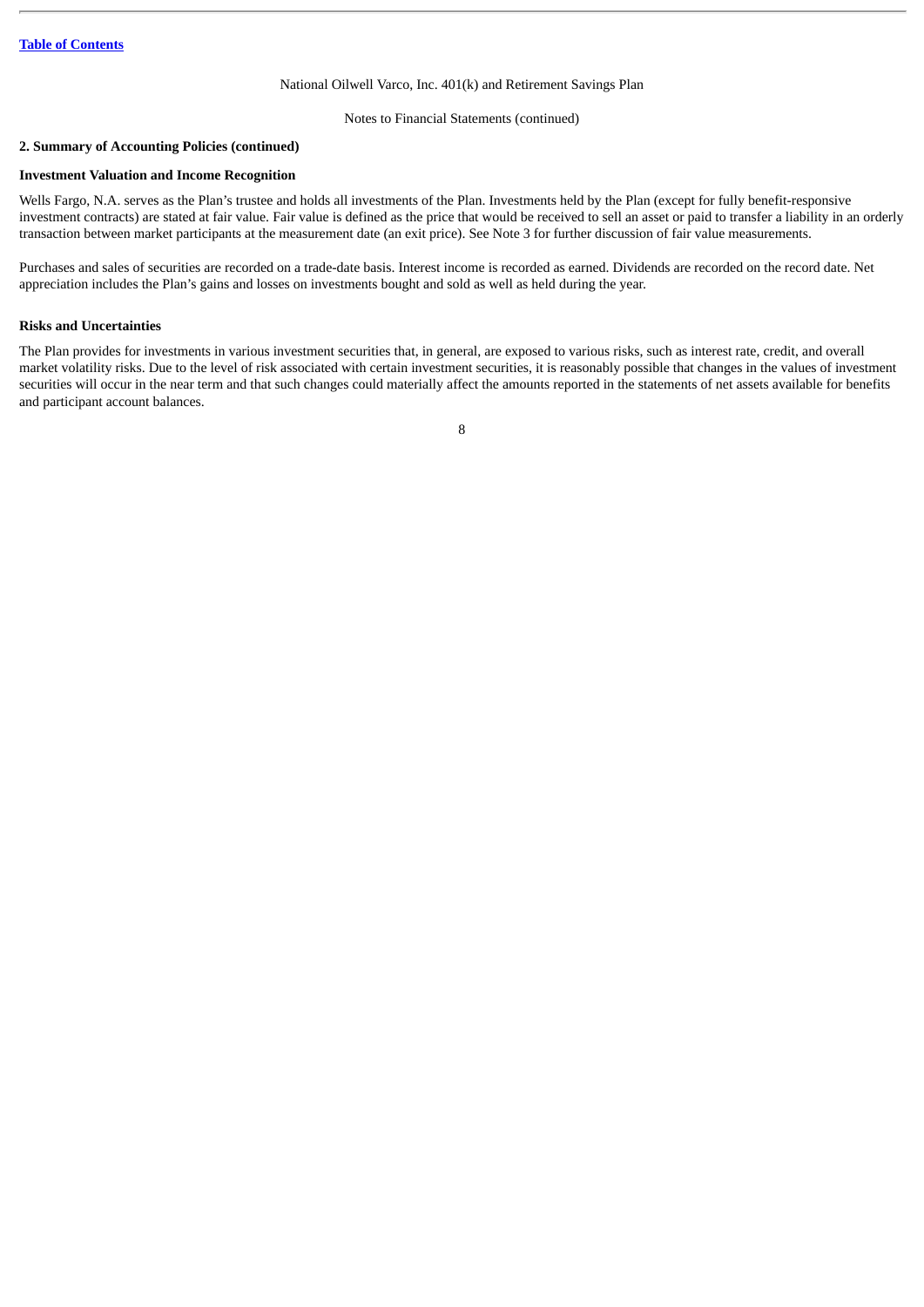## 2. Summary of Accounting Policies (continued)

### Investment Valuation and Income Recognition

Wells Fargo, N.A. serves as the Plan's trustee and holds all investments of the Plan. Investments held by the Plan (except for fully benefit-responsive investment contracts) are stated at fair value. Fair value is defined as the price that would be received to sell an asset or paid to transfer a liability in an orderly transaction between market participants at the measurement date (an exit price). See Note 3 for further discussion of fair value measurements.

Purchases and sales of securities are recorded on a trade-date basis. Interest income is recorded as earned. Dividends are recorded on the record date. Net appreciation includes the Plan's gains and losses on investments bought and sold as well as held during the year.

### Risks and Uncertainties

The Plan provides for investments in various investment securities that, in general, are exposed to various risks, such as interest rate, credit, and overall market volatility risks. Due to the level of risk associated with certain investment securities, it is reasonably possible that changes in the values of investment securities will occur in the near term and that such changes could materially affect the amounts reported in the statements of net assets available for benefits and participant account balances.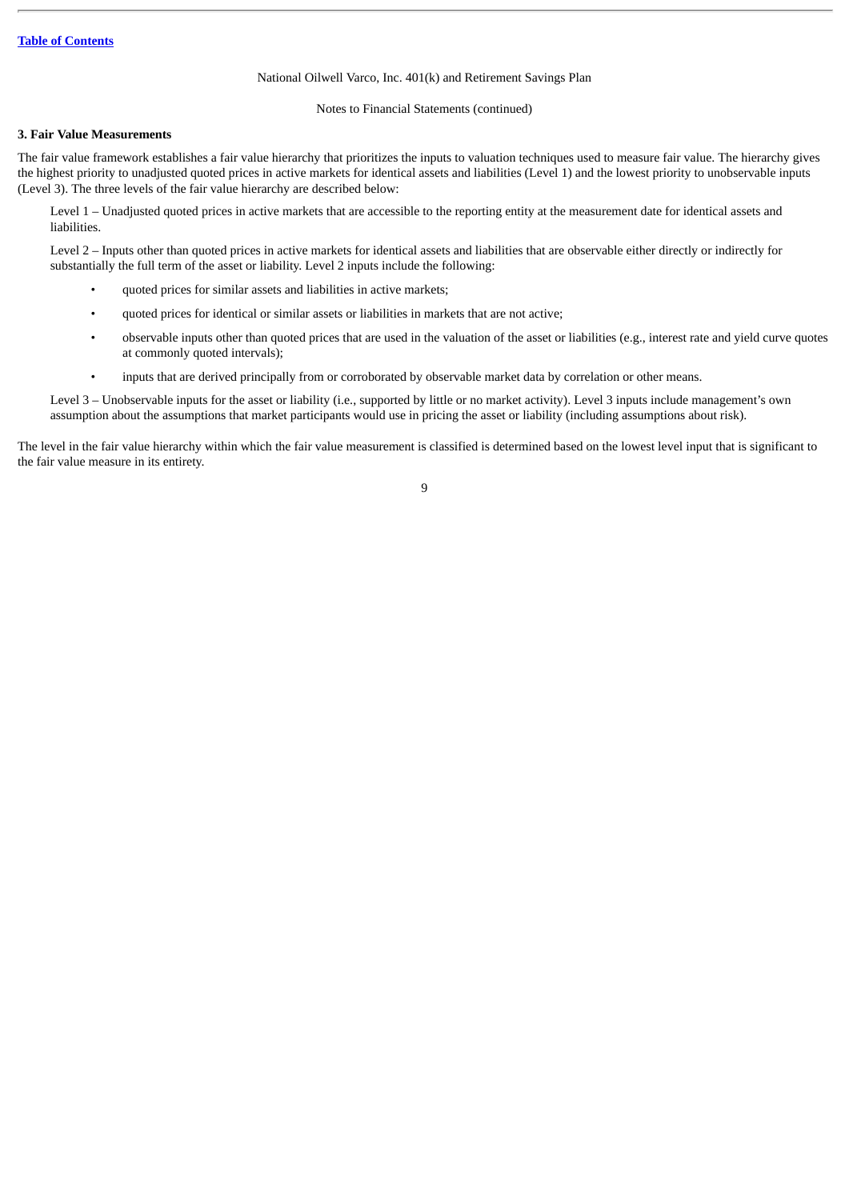National Oilwell Varco, Inc. 401(k) and Retirement Savings Plan

Notes to Financial Statements (continued)

**3. Fair Value Measurements**

The fair value framework establishes a fair value hierarchy that prioritizes the inputs to valuation techniques used to measure fair value. The hierarchy gives the highest priority to unadjusted quoted prices in active markets for identical assets and liabilities (Level 1) and the lowest priority to unobservable inputs (Level 3). The three levels of the fair value hierarchy are described below:

Level 1 – Unadjusted quoted prices in active markets that are accessible to the reporting entity at the measurement date for identical assets and liabilities.

Level 2 – Inputs other than quoted prices in active markets for identical assets and liabilities that are observable either directly or indirectly for substantially the full term of the asset or liability. Level 2 inputs include the following:

- quoted prices for similar assets and liabilities in active markets;
- quoted prices for identical or similar assets or liabilities in markets that are not active;
- observable inputs other than quoted prices that are used in the valuation of the asset or liabilities (e.g., interest rate and yield curve quotes at commonly quoted intervals);
- inputs that are derived principally from or corroborated by observable market data by correlation or other means.

Level 3 – Unobservable inputs for the asset or liability (i.e., supported by little or no market activity). Level 3 inputs include management's own assumption about the assumptions that market participants would use in pricing the asset or liability (including assumptions about risk).

The level in the fair value hierarchy within which the fair value measurement is classified is determined based on the lowest level input that is significant to the fair value measure in its entirety.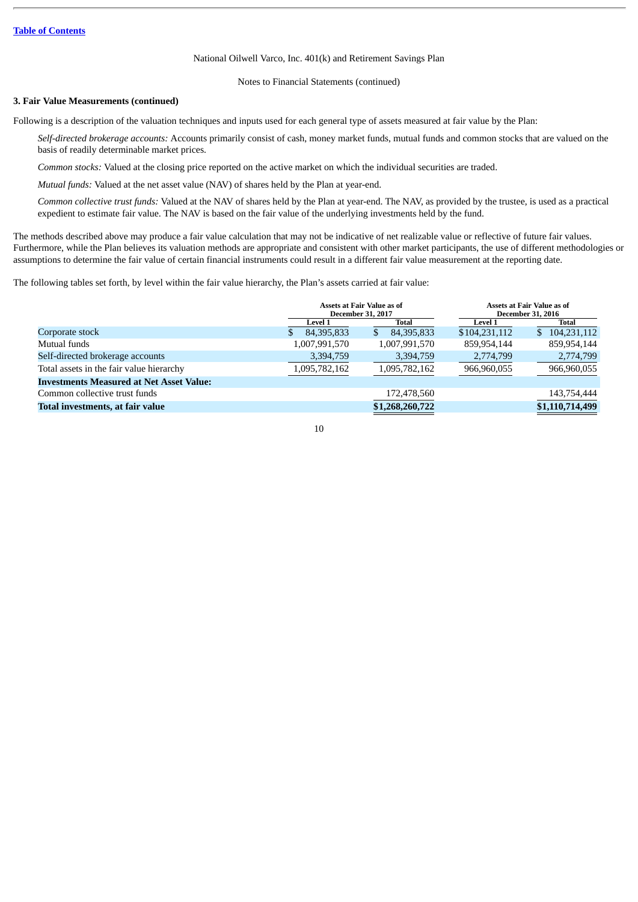[Table of Contents](#)

National Oilwell Varco, Inc. 401(k) and Retirement Savings Plan

Notes to Financial Statements (continued)

### 3. Fair Value Measurements (continued)

Following is a description of the valuation techniques and inputs used for each general type of assets measured at fair value by the Plan:

*Self-directed brokerage accounts:* Accounts primarily consist of cash, money market funds, mutual funds and common stocks that are valued on the basis of readily determinable market prices.

*Common stocks:* Valued at the closing price reported on the active market on which the individual securities are traded.

*Mutual funds:* Valued at the net asset value (NAV) of shares held by the Plan at year-end.

*Common collective trust funds:* Valued at the NAV of shares held by the Plan at year-end. The NAV, as provided by the trustee, is used as a practical expedient to estimate fair value. The NAV is based on the fair value of the underlying investments held by the fund.

The methods described above may produce a fair value calculation that may not be indicative of net realizable value or reflective of future fair values. Furthermore, while the Plan believes its valuation methods are appropriate and consistent with other market participants, the use of different methodologies or assumptions to determine the fair value of certain financial instruments could result in a different fair value measurement at the reporting date.

The following tables set forth, by level within the fair value hierarchy, the Plan's assets carried at fair value:

| | Assets at Fair Value as of December 31, 2017 | | Assets at Fair Value as of December 31, 2016 | |
|---|---|---|---|---|
| | Level 1 | Total | Level 1 | Total |
| Corporate stock | $ 84,395,833 | $ 84,395,833 | $104,231,112 | $ 104,231,112 |
| Mutual funds | 1,007,991,570 | 1,007,991,570 | 859,954,144 | 859,954,144 |
| Self-directed brokerage accounts | 3,394,759 | 3,394,759 | 2,774,799 | 2,774,799 |
| Total assets in the fair value hierarchy | 1,095,782,162 | 1,095,782,162 | 966,960,055 | 966,960,055 |
| **Investments Measured at Net Asset Value:** | | | | |
| Common collective trust funds | | 172,478,560 | | 143,754,444 |
| **Total investments, at fair value** | | **$1,268,260,722** | | **$1,110,714,499** |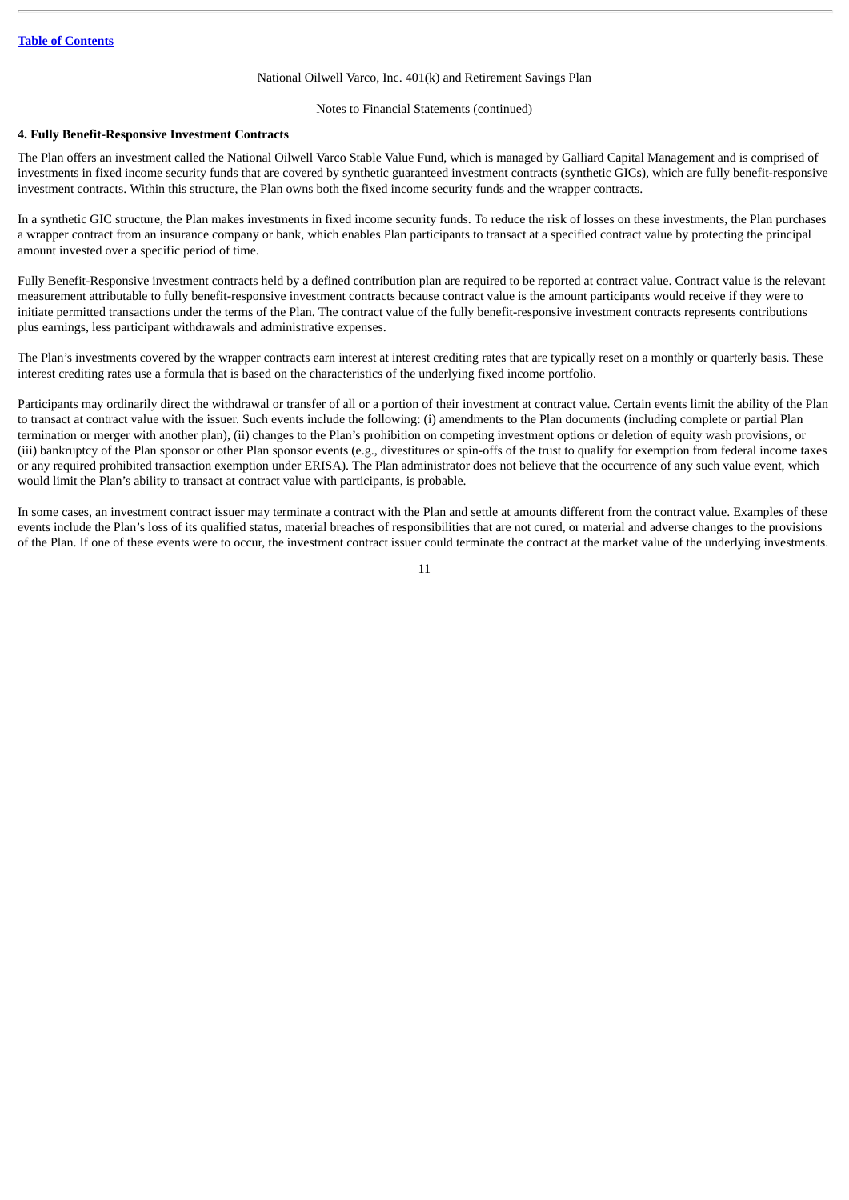## 4. Fully Benefit-Responsive Investment Contracts

The Plan offers an investment called the National Oilwell Varco Stable Value Fund, which is managed by Galliard Capital Management and is comprised of investments in fixed income security funds that are covered by synthetic guaranteed investment contracts (synthetic GICs), which are fully benefit-responsive investment contracts. Within this structure, the Plan owns both the fixed income security funds and the wrapper contracts.

In a synthetic GIC structure, the Plan makes investments in fixed income security funds. To reduce the risk of losses on these investments, the Plan purchases a wrapper contract from an insurance company or bank, which enables Plan participants to transact at a specified contract value by protecting the principal amount invested over a specific period of time.

Fully Benefit-Responsive investment contracts held by a defined contribution plan are required to be reported at contract value. Contract value is the relevant measurement attributable to fully benefit-responsive investment contracts because contract value is the amount participants would receive if they were to initiate permitted transactions under the terms of the Plan. The contract value of the fully benefit-responsive investment contracts represents contributions plus earnings, less participant withdrawals and administrative expenses.

The Plan's investments covered by the wrapper contracts earn interest at interest crediting rates that are typically reset on a monthly or quarterly basis. These interest crediting rates use a formula that is based on the characteristics of the underlying fixed income portfolio.

Participants may ordinarily direct the withdrawal or transfer of all or a portion of their investment at contract value. Certain events limit the ability of the Plan to transact at contract value with the issuer. Such events include the following: (i) amendments to the Plan documents (including complete or partial Plan termination or merger with another plan), (ii) changes to the Plan's prohibition on competing investment options or deletion of equity wash provisions, or (iii) bankruptcy of the Plan sponsor or other Plan sponsor events (e.g., divestitures or spin-offs of the trust to qualify for exemption from federal income taxes or any required prohibited transaction exemption under ERISA). The Plan administrator does not believe that the occurrence of any such value event, which would limit the Plan's ability to transact at contract value with participants, is probable.

In some cases, an investment contract issuer may terminate a contract with the Plan and settle at amounts different from the contract value. Examples of these events include the Plan's loss of its qualified status, material breaches of responsibilities that are not cured, or material and adverse changes to the provisions of the Plan. If one of these events were to occur, the investment contract issuer could terminate the contract at the market value of the underlying investments.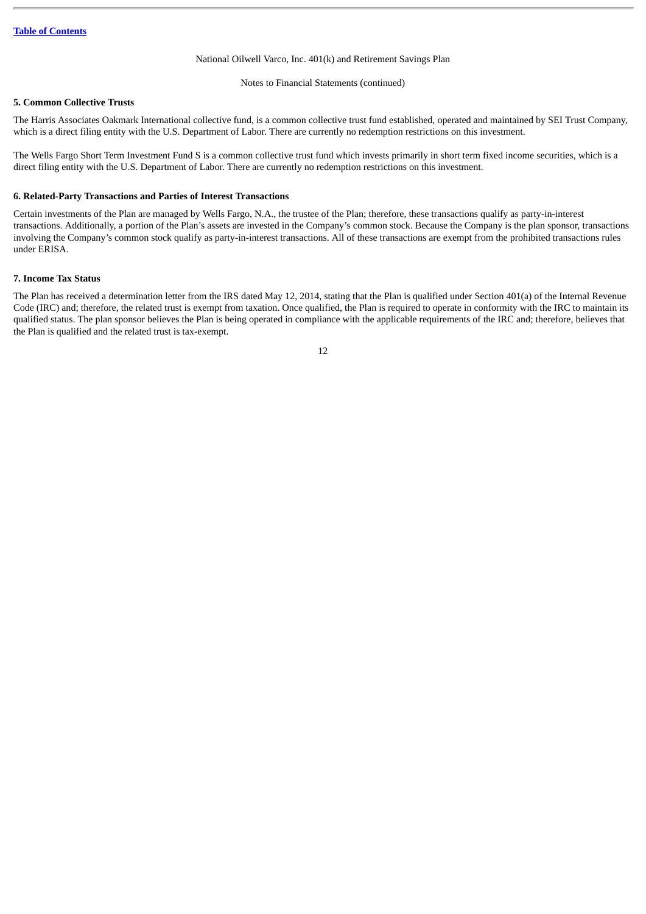National Oilwell Varco, Inc. 401(k) and Retirement Savings Plan

Notes to Financial Statements (continued)

**5. Common Collective Trusts**

The Harris Associates Oakmark International collective fund, is a common collective trust fund established, operated and maintained by SEI Trust Company, which is a direct filing entity with the U.S. Department of Labor. There are currently no redemption restrictions on this investment.

The Wells Fargo Short Term Investment Fund S is a common collective trust fund which invests primarily in short term fixed income securities, which is a direct filing entity with the U.S. Department of Labor. There are currently no redemption restrictions on this investment.

**6. Related-Party Transactions and Parties of Interest Transactions**

Certain investments of the Plan are managed by Wells Fargo, N.A., the trustee of the Plan; therefore, these transactions qualify as party-in-interest transactions. Additionally, a portion of the Plan's assets are invested in the Company's common stock. Because the Company is the plan sponsor, transactions involving the Company's common stock qualify as party-in-interest transactions. All of these transactions are exempt from the prohibited transactions rules under ERISA.

**7. Income Tax Status**

The Plan has received a determination letter from the IRS dated May 12, 2014, stating that the Plan is qualified under Section 401(a) of the Internal Revenue Code (IRC) and; therefore, the related trust is exempt from taxation. Once qualified, the Plan is required to operate in conformity with the IRC to maintain its qualified status. The plan sponsor believes the Plan is being operated in compliance with the applicable requirements of the IRC and; therefore, believes that the Plan is qualified and the related trust is tax-exempt.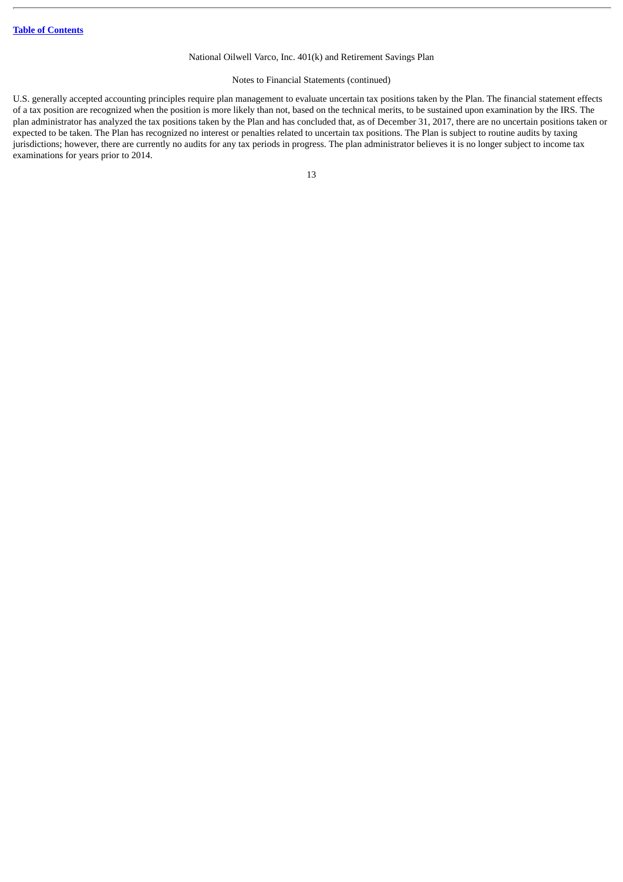U.S. generally accepted accounting principles require plan management to evaluate uncertain tax positions taken by the Plan. The financial statement effects of a tax position are recognized when the position is more likely than not, based on the technical merits, to be sustained upon examination by the IRS. The plan administrator has analyzed the tax positions taken by the Plan and has concluded that, as of December 31, 2017, there are no uncertain positions taken or expected to be taken. The Plan has recognized no interest or penalties related to uncertain tax positions. The Plan is subject to routine audits by taxing jurisdictions; however, there are currently no audits for any tax periods in progress. The plan administrator believes it is no longer subject to income tax examinations for years prior to 2014.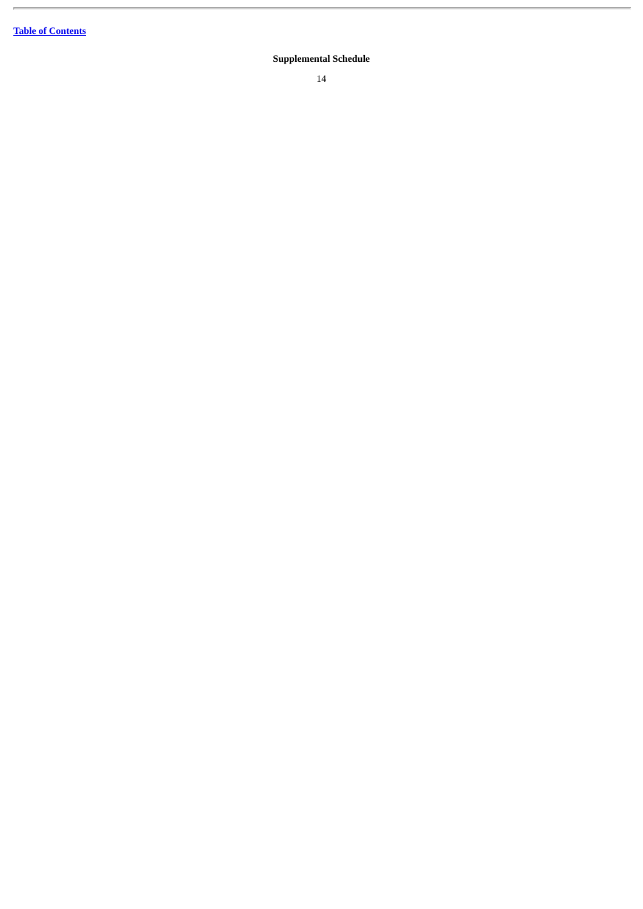[Table of Contents](#)

**Supplemental Schedule**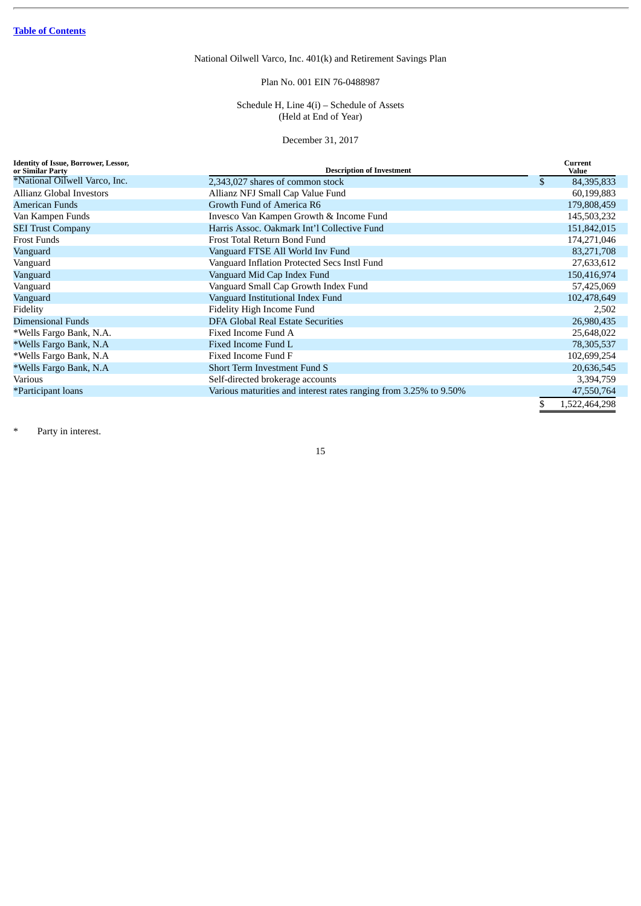[Table of Contents](#)

National Oilwell Varco, Inc. 401(k) and Retirement Savings Plan

Plan No. 001 EIN 76-0488987

Schedule H, Line 4(i) – Schedule of Assets
(Held at End of Year)

December 31, 2017

| Identity of Issue, Borrower, Lessor, or Similar Party | Description of Investment | Current Value |
|---|---|---|
| *National Oilwell Varco, Inc. | 2,343,027 shares of common stock | $ 84,395,833 |
| Allianz Global Investors | Allianz NFJ Small Cap Value Fund | 60,199,883 |
| American Funds | Growth Fund of America R6 | 179,808,459 |
| Van Kampen Funds | Invesco Van Kampen Growth & Income Fund | 145,503,232 |
| SEI Trust Company | Harris Assoc. Oakmark Int'l Collective Fund | 151,842,015 |
| Frost Funds | Frost Total Return Bond Fund | 174,271,046 |
| Vanguard | Vanguard FTSE All World Inv Fund | 83,271,708 |
| Vanguard | Vanguard Inflation Protected Secs Instl Fund | 27,633,612 |
| Vanguard | Vanguard Mid Cap Index Fund | 150,416,974 |
| Vanguard | Vanguard Small Cap Growth Index Fund | 57,425,069 |
| Vanguard | Vanguard Institutional Index Fund | 102,478,649 |
| Fidelity | Fidelity High Income Fund | 2,502 |
| Dimensional Funds | DFA Global Real Estate Securities | 26,980,435 |
| *Wells Fargo Bank, N.A. | Fixed Income Fund A | 25,648,022 |
| *Wells Fargo Bank, N.A | Fixed Income Fund L | 78,305,537 |
| *Wells Fargo Bank, N.A | Fixed Income Fund F | 102,699,254 |
| *Wells Fargo Bank, N.A | Short Term Investment Fund S | 20,636,545 |
| Various | Self-directed brokerage accounts | 3,394,759 |
| *Participant loans | Various maturities and interest rates ranging from 3.25% to 9.50% | 47,550,764 |
| | | $ 1,522,464,298 |

\* Party in interest.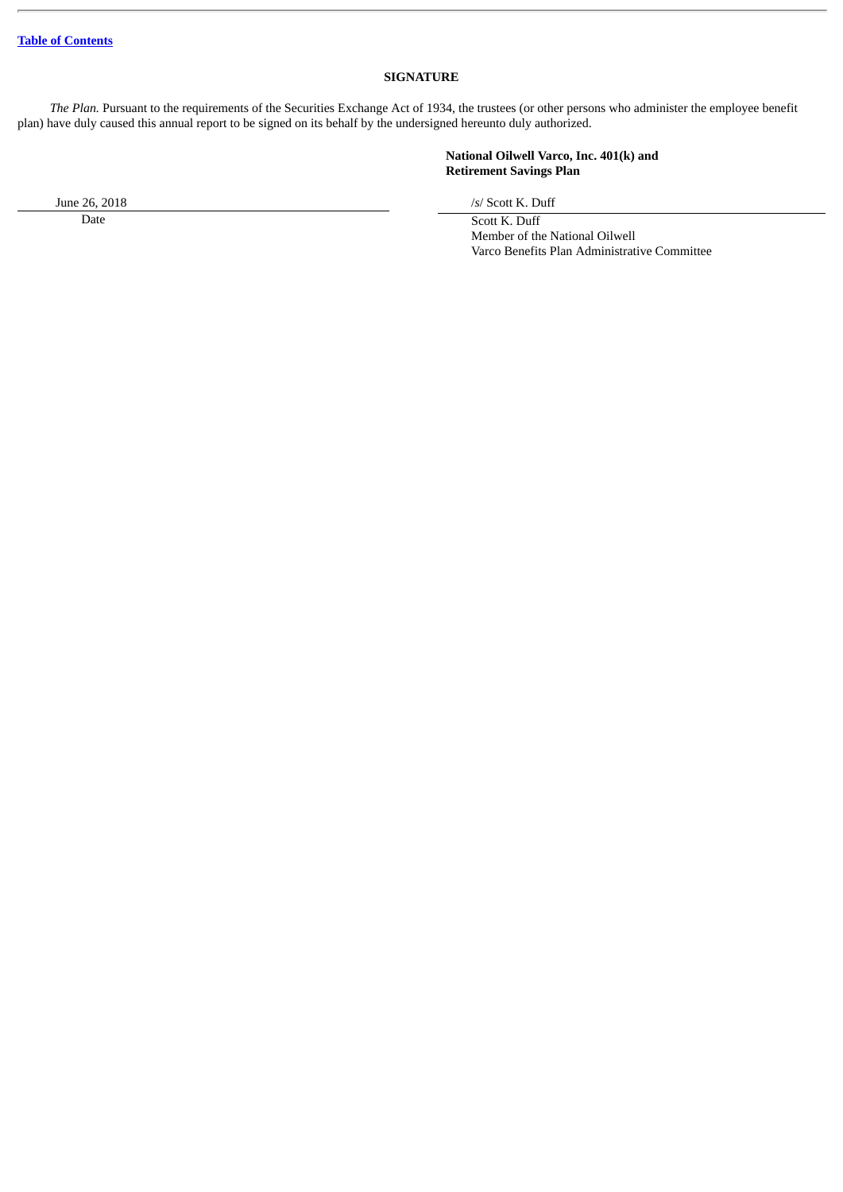Table of Contents

## SIGNATURE

*The Plan.* Pursuant to the requirements of the Securities Exchange Act of 1934, the trustees (or other persons who administer the employee benefit plan) have duly caused this annual report to be signed on its behalf by the undersigned hereunto duly authorized.

**National Oilwell Varco, Inc. 401(k) and Retirement Savings Plan**

| | |
|---|---|
| June 26, 2018 | /s/ Scott K. Duff |
| Date | Scott K. Duff<br>Member of the National Oilwell Varco Benefits Plan Administrative Committee |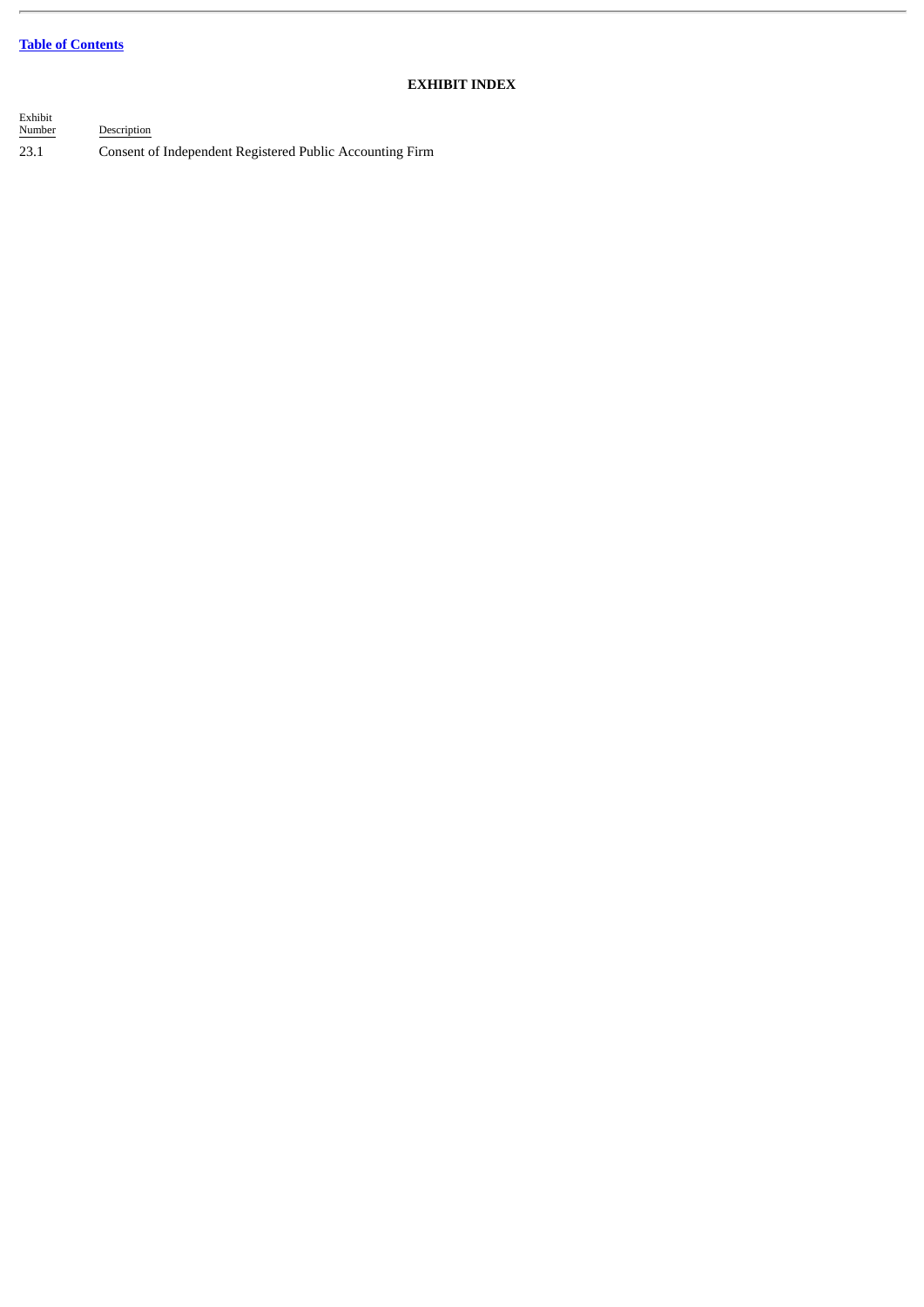[Table of Contents](#)

## EXHIBIT INDEX

| Exhibit Number | Description |
| --- | --- |
| 23.1 | Consent of Independent Registered Public Accounting Firm |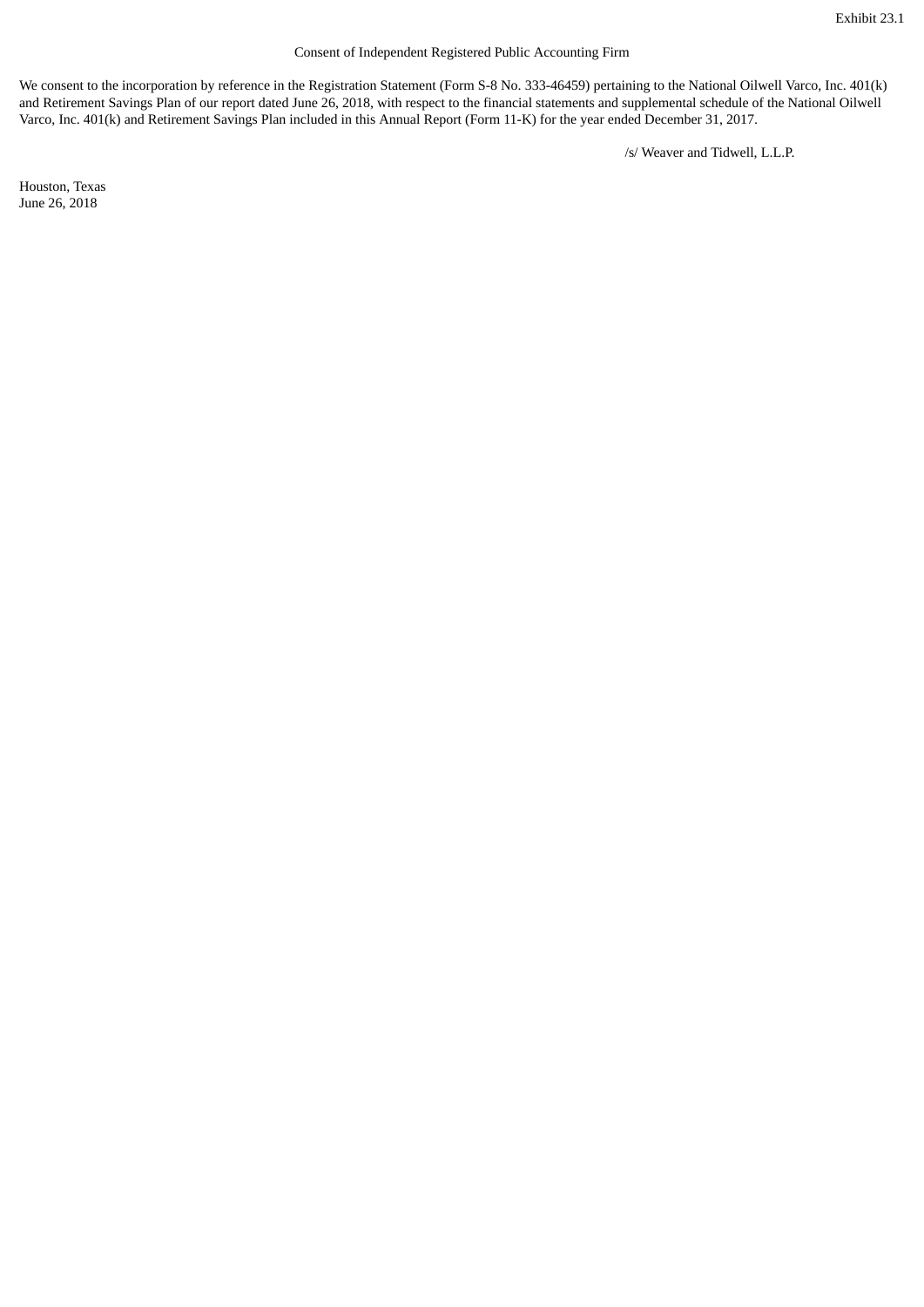Exhibit 23.1

# Consent of Independent Registered Public Accounting Firm

We consent to the incorporation by reference in the Registration Statement (Form S-8 No. 333-46459) pertaining to the National Oilwell Varco, Inc. 401(k) and Retirement Savings Plan of our report dated June 26, 2018, with respect to the financial statements and supplemental schedule of the National Oilwell Varco, Inc. 401(k) and Retirement Savings Plan included in this Annual Report (Form 11-K) for the year ended December 31, 2017.

/s/ Weaver and Tidwell, L.L.P.

Houston, Texas
June 26, 2018